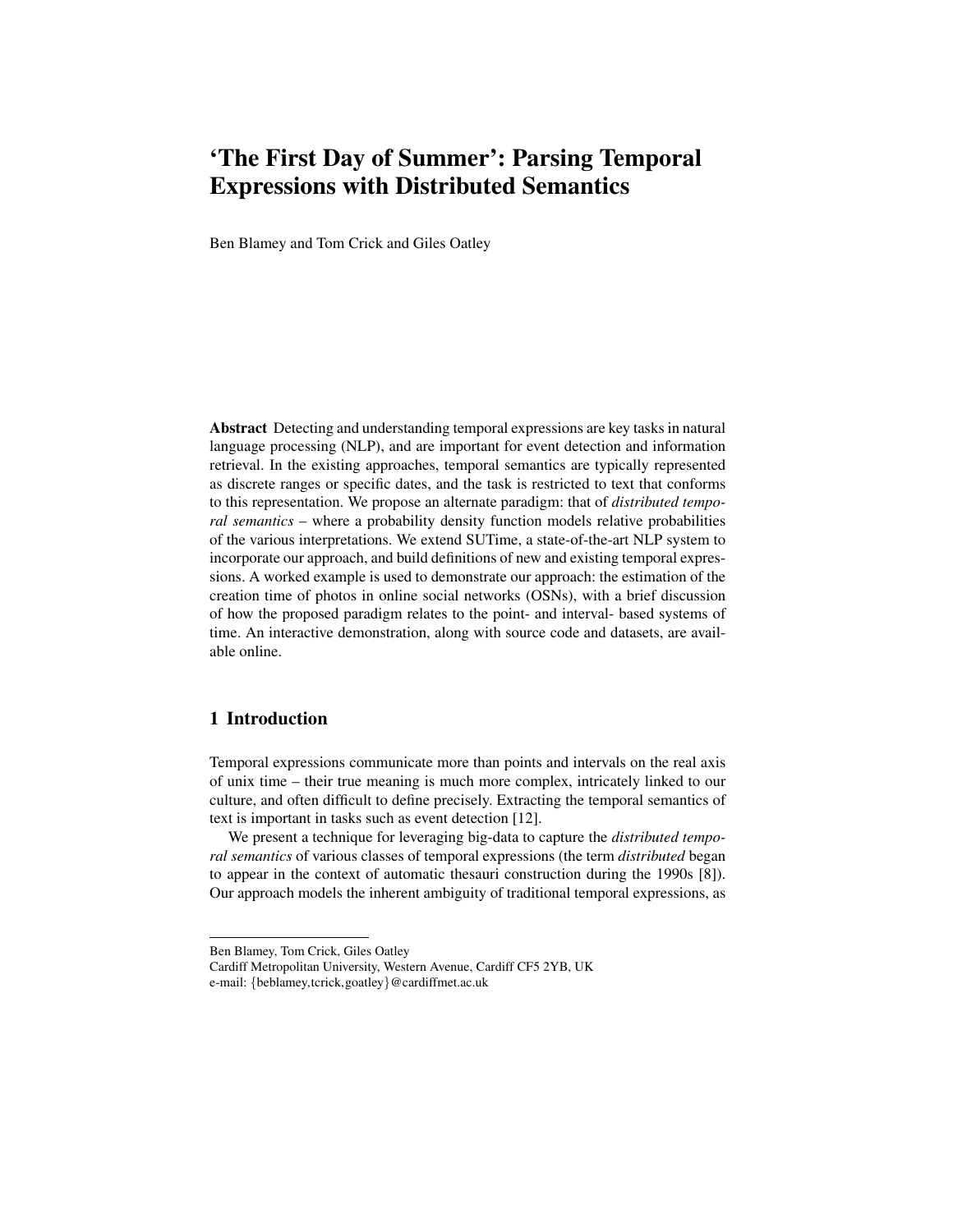# 'The First Day of Summer': Parsing Temporal Expressions with Distributed Semantics

Ben Blamey and Tom Crick and Giles Oatley

**Abstract** Detecting and understanding temporal expressions are key tasks in natural language processing (NLP), and are important for event detection and information retrieval. In the existing approaches, temporal semantics are typically represented as discrete ranges or specific dates, and the task is restricted to text that conforms to this representation. We propose an alternate paradigm: that of *distributed temporal semantics* – where a probability density function models relative probabilities of the various interpretations. We extend SUTime, a state-of-the-art NLP system to incorporate our approach, and build definitions of new and existing temporal expressions. A worked example is used to demonstrate our approach: the estimation of the creation time of photos in online social networks (OSNs), with a brief discussion of how the proposed paradigm relates to the point- and interval- based systems of time. An interactive demonstration, along with source code and datasets, are available online.

## 1 Introduction

Temporal expressions communicate more than points and intervals on the real axis of unix time – their true meaning is much more complex, intricately linked to our culture, and often difficult to define precisely. Extracting the temporal semantics of text is important in tasks such as event detection [12].

We present a technique for leveraging big-data to capture the *distributed temporal semantics* of various classes of temporal expressions (the term *distributed* began to appear in the context of automatic thesauri construction during the 1990s [8]). Our approach models the inherent ambiguity of traditional temporal expressions, as

---

Ben Blamey, Tom Crick, Giles Oatley
Cardiff Metropolitan University, Western Avenue, Cardiff CF5 2YB, UK
e-mail: {beblamey,tcrick,goatley}@cardiffmet.ac.uk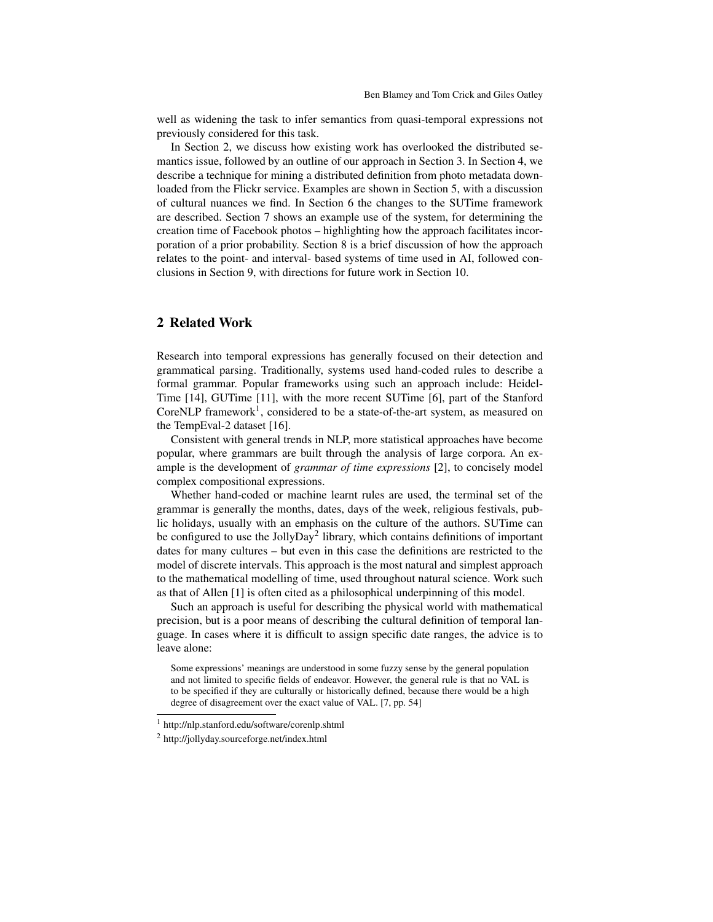well as widening the task to infer semantics from quasi-temporal expressions not previously considered for this task.

In Section 2, we discuss how existing work has overlooked the distributed semantics issue, followed by an outline of our approach in Section 3. In Section 4, we describe a technique for mining a distributed definition from photo metadata downloaded from the Flickr service. Examples are shown in Section 5, with a discussion of cultural nuances we find. In Section 6 the changes to the SUTime framework are described. Section 7 shows an example use of the system, for determining the creation time of Facebook photos – highlighting how the approach facilitates incorporation of a prior probability. Section 8 is a brief discussion of how the approach relates to the point- and interval- based systems of time used in AI, followed conclusions in Section 9, with directions for future work in Section 10.

## 2 Related Work

Research into temporal expressions has generally focused on their detection and grammatical parsing. Traditionally, systems used hand-coded rules to describe a formal grammar. Popular frameworks using such an approach include: HeidelTime [14], GUTime [11], with the more recent SUTime [6], part of the Stanford CoreNLP framework[1], considered to be a state-of-the-art system, as measured on the TempEval-2 dataset [16].

Consistent with general trends in NLP, more statistical approaches have become popular, where grammars are built through the analysis of large corpora. An example is the development of *grammar of time expressions* [2], to concisely model complex compositional expressions.

Whether hand-coded or machine learnt rules are used, the terminal set of the grammar is generally the months, dates, days of the week, religious festivals, public holidays, usually with an emphasis on the culture of the authors. SUTime can be configured to use the JollyDay[2] library, which contains definitions of important dates for many cultures – but even in this case the definitions are restricted to the model of discrete intervals. This approach is the most natural and simplest approach to the mathematical modelling of time, used throughout natural science. Work such as that of Allen [1] is often cited as a philosophical underpinning of this model.

Such an approach is useful for describing the physical world with mathematical precision, but is a poor means of describing the cultural definition of temporal language. In cases where it is difficult to assign specific date ranges, the advice is to leave alone:

> Some expressions' meanings are understood in some fuzzy sense by the general population and not limited to specific fields of endeavor. However, the general rule is that no VAL is to be specified if they are culturally or historically defined, because there would be a high degree of disagreement over the exact value of VAL. [7, pp. 54]

[1] http://nlp.stanford.edu/software/corenlp.shtml

[2] http://jollyday.sourceforge.net/index.html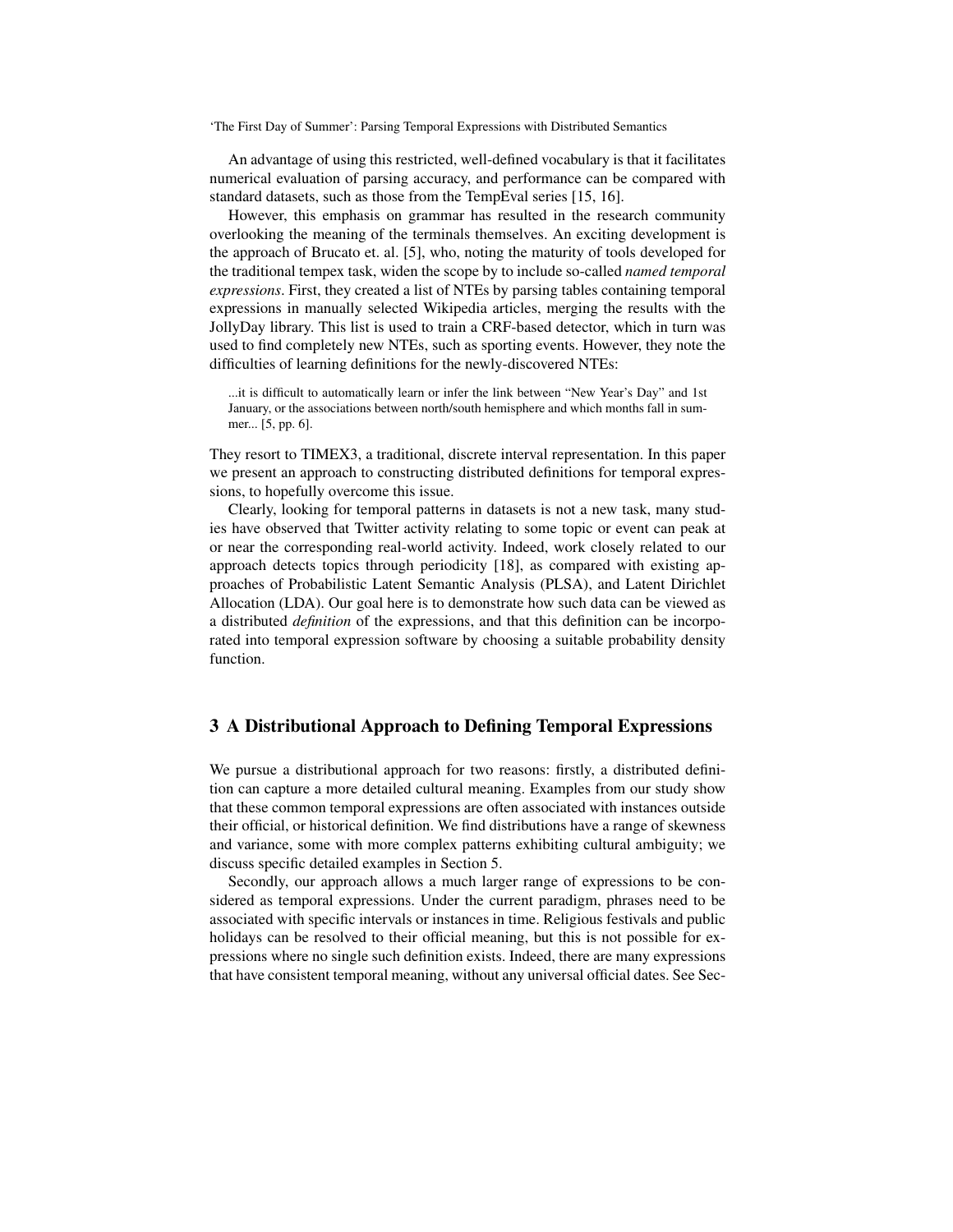An advantage of using this restricted, well-defined vocabulary is that it facilitates numerical evaluation of parsing accuracy, and performance can be compared with standard datasets, such as those from the TempEval series [15, 16].

However, this emphasis on grammar has resulted in the research community overlooking the meaning of the terminals themselves. An exciting development is the approach of Brucato et. al. [5], who, noting the maturity of tools developed for the traditional tempex task, widen the scope by to include so-called *named temporal expressions*. First, they created a list of NTEs by parsing tables containing temporal expressions in manually selected Wikipedia articles, merging the results with the JollyDay library. This list is used to train a CRF-based detector, which in turn was used to find completely new NTEs, such as sporting events. However, they note the difficulties of learning definitions for the newly-discovered NTEs:

> ...it is difficult to automatically learn or infer the link between "New Year's Day" and 1st January, or the associations between north/south hemisphere and which months fall in summer... [5, pp. 6].

They resort to TIMEX3, a traditional, discrete interval representation. In this paper we present an approach to constructing distributed definitions for temporal expressions, to hopefully overcome this issue.

Clearly, looking for temporal patterns in datasets is not a new task, many studies have observed that Twitter activity relating to some topic or event can peak at or near the corresponding real-world activity. Indeed, work closely related to our approach detects topics through periodicity [18], as compared with existing approaches of Probabilistic Latent Semantic Analysis (PLSA), and Latent Dirichlet Allocation (LDA). Our goal here is to demonstrate how such data can be viewed as a distributed *definition* of the expressions, and that this definition can be incorporated into temporal expression software by choosing a suitable probability density function.

## 3 A Distributional Approach to Defining Temporal Expressions

We pursue a distributional approach for two reasons: firstly, a distributed definition can capture a more detailed cultural meaning. Examples from our study show that these common temporal expressions are often associated with instances outside their official, or historical definition. We find distributions have a range of skewness and variance, some with more complex patterns exhibiting cultural ambiguity; we discuss specific detailed examples in Section 5.

Secondly, our approach allows a much larger range of expressions to be considered as temporal expressions. Under the current paradigm, phrases need to be associated with specific intervals or instances in time. Religious festivals and public holidays can be resolved to their official meaning, but this is not possible for expressions where no single such definition exists. Indeed, there are many expressions that have consistent temporal meaning, without any universal official dates. See Sec-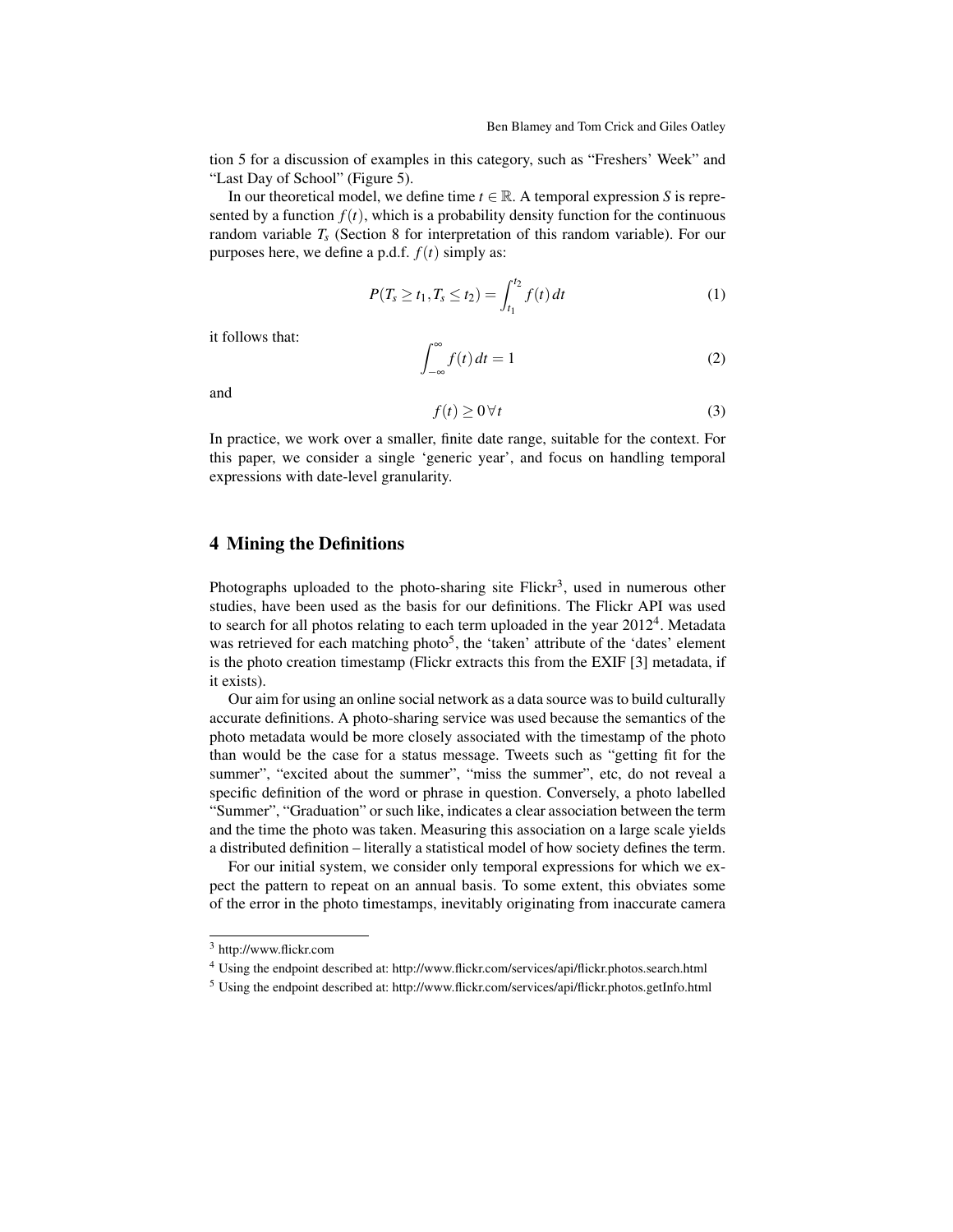tion 5 for a discussion of examples in this category, such as “Freshers' Week” and “Last Day of School” (Figure 5).

In our theoretical model, we define time $t \in \mathbb{R}$. A temporal expression $S$ is represented by a function $f(t)$, which is a probability density function for the continuous random variable $T_s$ (Section 8 for interpretation of this random variable). For our purposes here, we define a p.d.f. $f(t)$ simply as:

$$P(T_s \geq t_1, T_s \leq t_2) = \int_{t_1}^{t_2} f(t)\, dt \tag{1}$$

it follows that:

$$\int_{-\infty}^{\infty} f(t)\, dt = 1 \tag{2}$$

and

$$f(t) \geq 0\, \forall t \tag{3}$$

In practice, we work over a smaller, finite date range, suitable for the context. For this paper, we consider a single ‘generic year’, and focus on handling temporal expressions with date-level granularity.

## 4 Mining the Definitions

Photographs uploaded to the photo-sharing site Flickr[3], used in numerous other studies, have been used as the basis for our definitions. The Flickr API was used to search for all photos relating to each term uploaded in the year 2012[4]. Metadata was retrieved for each matching photo[5], the ‘taken’ attribute of the ‘dates’ element is the photo creation timestamp (Flickr extracts this from the EXIF [3] metadata, if it exists).

Our aim for using an online social network as a data source was to build culturally accurate definitions. A photo-sharing service was used because the semantics of the photo metadata would be more closely associated with the timestamp of the photo than would be the case for a status message. Tweets such as “getting fit for the summer”, “excited about the summer”, “miss the summer”, etc, do not reveal a specific definition of the word or phrase in question. Conversely, a photo labelled “Summer”, “Graduation” or such like, indicates a clear association between the term and the time the photo was taken. Measuring this association on a large scale yields a distributed definition – literally a statistical model of how society defines the term.

For our initial system, we consider only temporal expressions for which we expect the pattern to repeat on an annual basis. To some extent, this obviates some of the error in the photo timestamps, inevitably originating from inaccurate camera

[3] http://www.flickr.com

[4] Using the endpoint described at: http://www.flickr.com/services/api/flickr.photos.search.html

[5] Using the endpoint described at: http://www.flickr.com/services/api/flickr.photos.getInfo.html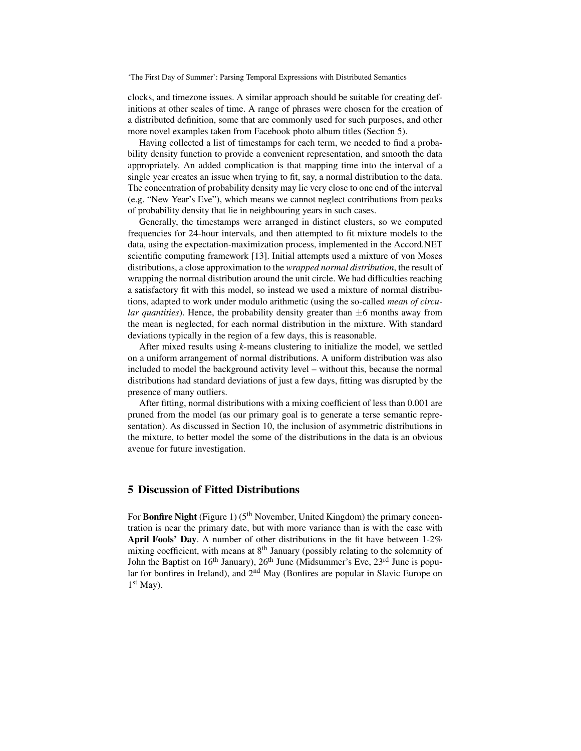clocks, and timezone issues. A similar approach should be suitable for creating definitions at other scales of time. A range of phrases were chosen for the creation of a distributed definition, some that are commonly used for such purposes, and other more novel examples taken from Facebook photo album titles (Section 5).

Having collected a list of timestamps for each term, we needed to find a probability density function to provide a convenient representation, and smooth the data appropriately. An added complication is that mapping time into the interval of a single year creates an issue when trying to fit, say, a normal distribution to the data. The concentration of probability density may lie very close to one end of the interval (e.g. "New Year's Eve"), which means we cannot neglect contributions from peaks of probability density that lie in neighbouring years in such cases.

Generally, the timestamps were arranged in distinct clusters, so we computed frequencies for 24-hour intervals, and then attempted to fit mixture models to the data, using the expectation-maximization process, implemented in the Accord.NET scientific computing framework [13]. Initial attempts used a mixture of von Moses distributions, a close approximation to the *wrapped normal distribution*, the result of wrapping the normal distribution around the unit circle. We had difficulties reaching a satisfactory fit with this model, so instead we used a mixture of normal distributions, adapted to work under modulo arithmetic (using the so-called *mean of circular quantities*). Hence, the probability density greater than $\pm 6$ months away from the mean is neglected, for each normal distribution in the mixture. With standard deviations typically in the region of a few days, this is reasonable.

After mixed results using *k*-means clustering to initialize the model, we settled on a uniform arrangement of normal distributions. A uniform distribution was also included to model the background activity level – without this, because the normal distributions had standard deviations of just a few days, fitting was disrupted by the presence of many outliers.

After fitting, normal distributions with a mixing coefficient of less than 0.001 are pruned from the model (as our primary goal is to generate a terse semantic representation). As discussed in Section 10, the inclusion of asymmetric distributions in the mixture, to better model the some of the distributions in the data is an obvious avenue for future investigation.

## 5 Discussion of Fitted Distributions

For **Bonfire Night** (Figure 1) (5th November, United Kingdom) the primary concentration is near the primary date, but with more variance than is with the case with **April Fools' Day**. A number of other distributions in the fit have between 1-2% mixing coefficient, with means at 8th January (possibly relating to the solemnity of John the Baptist on 16th January), 26th June (Midsummer's Eve, 23rd June is popular for bonfires in Ireland), and 2nd May (Bonfires are popular in Slavic Europe on 1st May).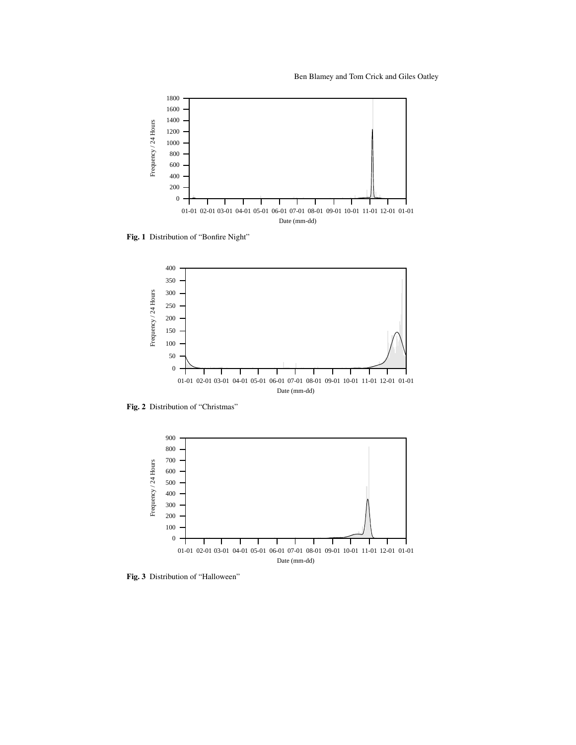Fig. 1 Distribution of "Bonfire Night"

Fig. 2 Distribution of "Christmas"

Fig. 3 Distribution of "Halloween"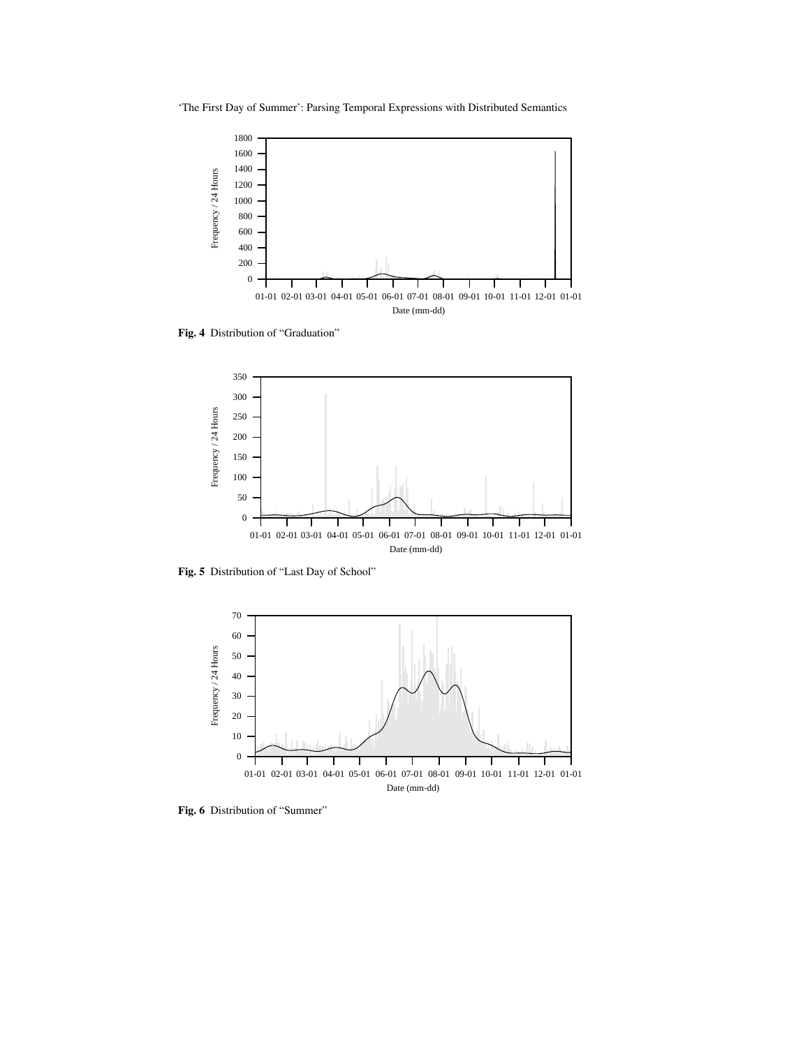Fig. 4 Distribution of "Graduation"

Fig. 5 Distribution of "Last Day of School"

Fig. 6 Distribution of "Summer"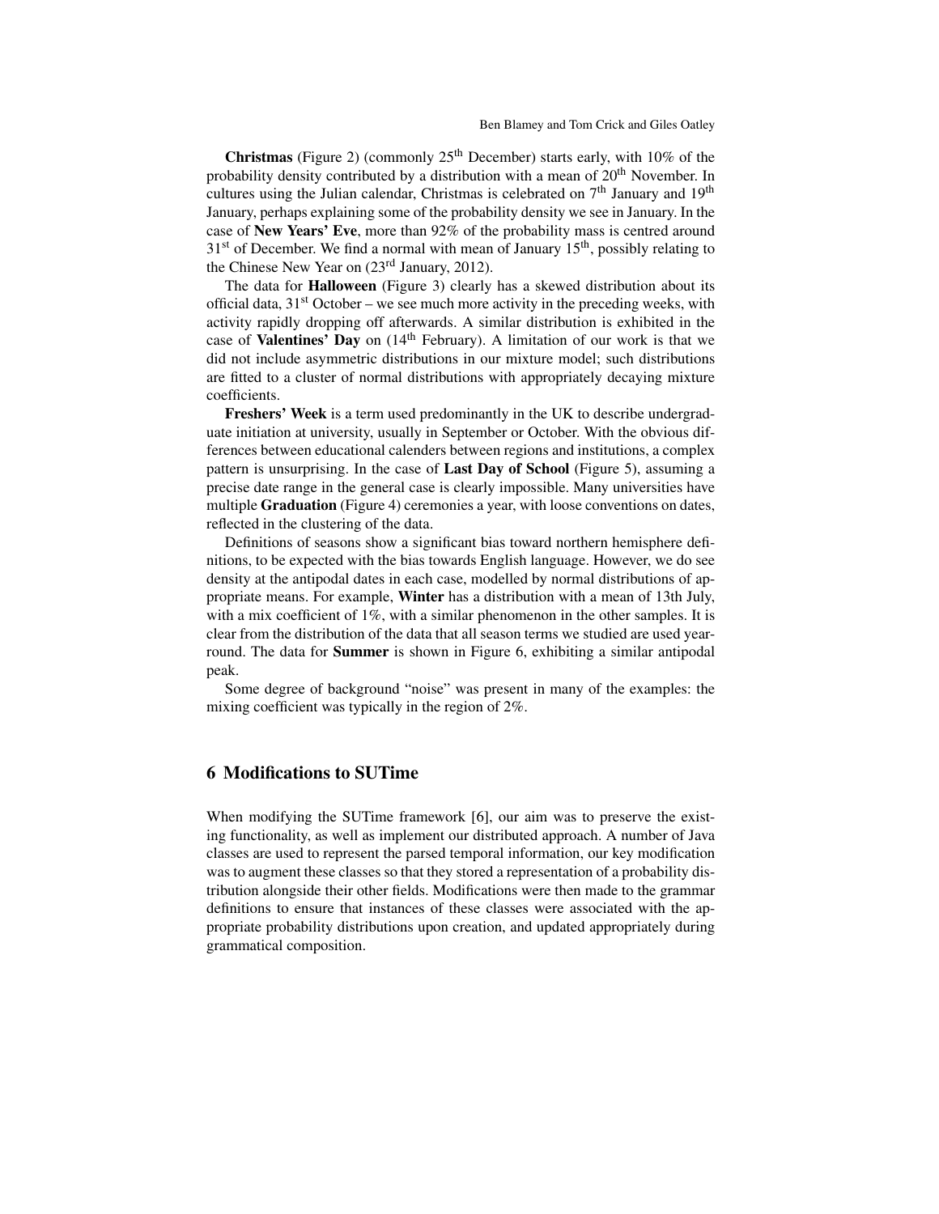**Christmas** (Figure 2) (commonly 25th December) starts early, with 10% of the probability density contributed by a distribution with a mean of 20th November. In cultures using the Julian calendar, Christmas is celebrated on 7th January and 19th January, perhaps explaining some of the probability density we see in January. In the case of **New Years' Eve**, more than 92% of the probability mass is centred around 31st of December. We find a normal with mean of January 15th, possibly relating to the Chinese New Year on (23rd January, 2012).

The data for **Halloween** (Figure 3) clearly has a skewed distribution about its official data, 31st October – we see much more activity in the preceding weeks, with activity rapidly dropping off afterwards. A similar distribution is exhibited in the case of **Valentines' Day** on (14th February). A limitation of our work is that we did not include asymmetric distributions in our mixture model; such distributions are fitted to a cluster of normal distributions with appropriately decaying mixture coefficients.

**Freshers' Week** is a term used predominantly in the UK to describe undergraduate initiation at university, usually in September or October. With the obvious differences between educational calenders between regions and institutions, a complex pattern is unsurprising. In the case of **Last Day of School** (Figure 5), assuming a precise date range in the general case is clearly impossible. Many universities have multiple **Graduation** (Figure 4) ceremonies a year, with loose conventions on dates, reflected in the clustering of the data.

Definitions of seasons show a significant bias toward northern hemisphere definitions, to be expected with the bias towards English language. However, we do see density at the antipodal dates in each case, modelled by normal distributions of appropriate means. For example, **Winter** has a distribution with a mean of 13th July, with a mix coefficient of 1%, with a similar phenomenon in the other samples. It is clear from the distribution of the data that all season terms we studied are used year-round. The data for **Summer** is shown in Figure 6, exhibiting a similar antipodal peak.

Some degree of background "noise" was present in many of the examples: the mixing coefficient was typically in the region of 2%.

## 6 Modifications to SUTime

When modifying the SUTime framework [6], our aim was to preserve the existing functionality, as well as implement our distributed approach. A number of Java classes are used to represent the parsed temporal information, our key modification was to augment these classes so that they stored a representation of a probability distribution alongside their other fields. Modifications were then made to the grammar definitions to ensure that instances of these classes were associated with the appropriate probability distributions upon creation, and updated appropriately during grammatical composition.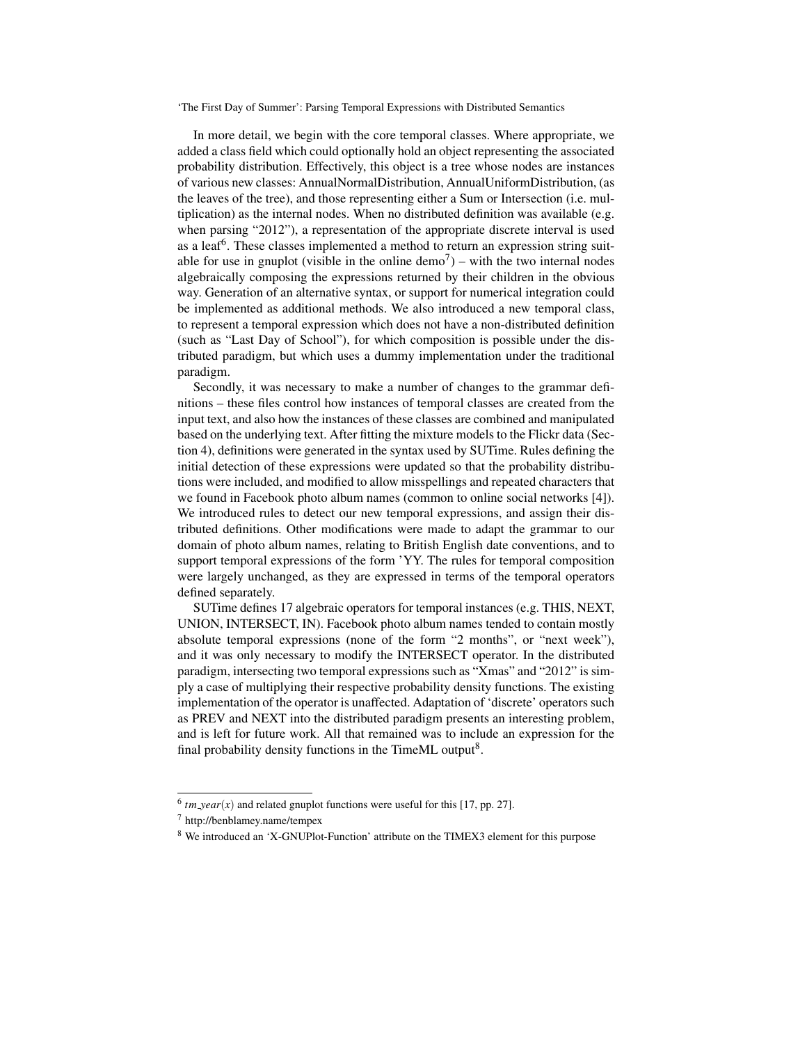In more detail, we begin with the core temporal classes. Where appropriate, we added a class field which could optionally hold an object representing the associated probability distribution. Effectively, this object is a tree whose nodes are instances of various new classes: AnnualNormalDistribution, AnnualUniformDistribution, (as the leaves of the tree), and those representing either a Sum or Intersection (i.e. multiplication) as the internal nodes. When no distributed definition was available (e.g. when parsing "2012"), a representation of the appropriate discrete interval is used as a leaf[6]. These classes implemented a method to return an expression string suitable for use in gnuplot (visible in the online demo[7]) – with the two internal nodes algebraically composing the expressions returned by their children in the obvious way. Generation of an alternative syntax, or support for numerical integration could be implemented as additional methods. We also introduced a new temporal class, to represent a temporal expression which does not have a non-distributed definition (such as "Last Day of School"), for which composition is possible under the distributed paradigm, but which uses a dummy implementation under the traditional paradigm.

Secondly, it was necessary to make a number of changes to the grammar definitions – these files control how instances of temporal classes are created from the input text, and also how the instances of these classes are combined and manipulated based on the underlying text. After fitting the mixture models to the Flickr data (Section 4), definitions were generated in the syntax used by SUTime. Rules defining the initial detection of these expressions were updated so that the probability distributions were included, and modified to allow misspellings and repeated characters that we found in Facebook photo album names (common to online social networks [4]). We introduced rules to detect our new temporal expressions, and assign their distributed definitions. Other modifications were made to adapt the grammar to our domain of photo album names, relating to British English date conventions, and to support temporal expressions of the form 'YY. The rules for temporal composition were largely unchanged, as they are expressed in terms of the temporal operators defined separately.

SUTime defines 17 algebraic operators for temporal instances (e.g. THIS, NEXT, UNION, INTERSECT, IN). Facebook photo album names tended to contain mostly absolute temporal expressions (none of the form "2 months", or "next week"), and it was only necessary to modify the INTERSECT operator. In the distributed paradigm, intersecting two temporal expressions such as "Xmas" and "2012" is simply a case of multiplying their respective probability density functions. The existing implementation of the operator is unaffected. Adaptation of 'discrete' operators such as PREV and NEXT into the distributed paradigm presents an interesting problem, and is left for future work. All that remained was to include an expression for the final probability density functions in the TimeML output[8].

---

[6] $tm\_year(x)$ and related gnuplot functions were useful for this [17, pp. 27].

[7] http://benblamey.name/tempex

[8] We introduced an 'X-GNUPlot-Function' attribute on the TIMEX3 element for this purpose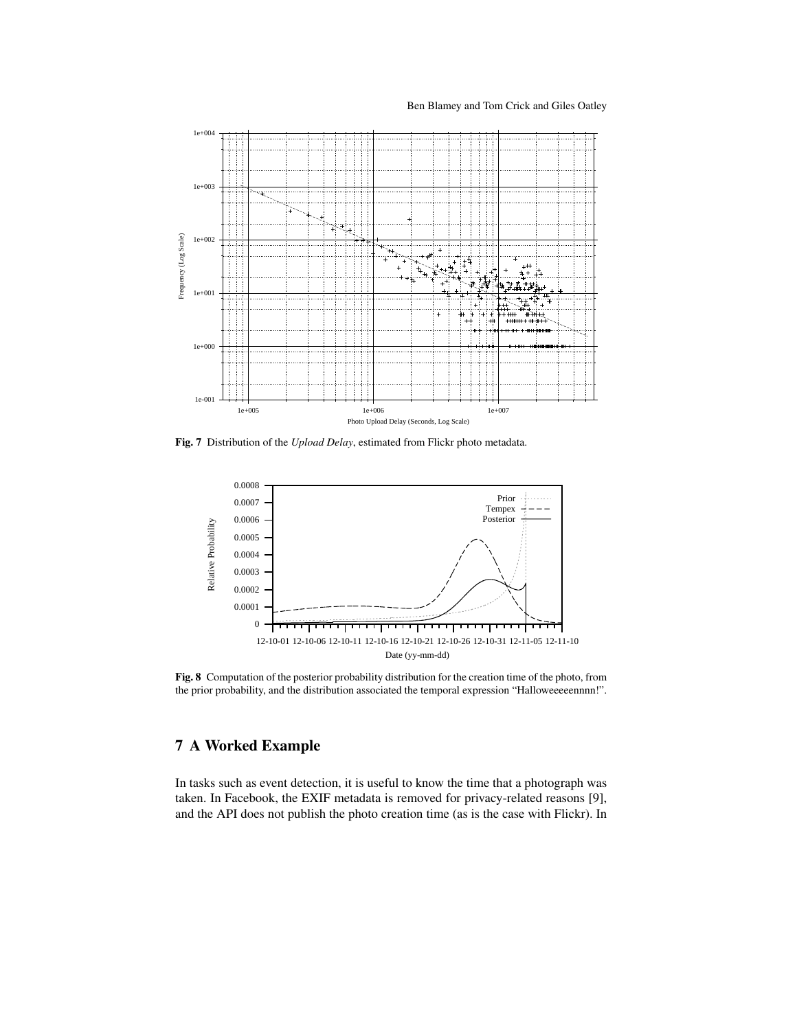**Fig. 7** Distribution of the *Upload Delay*, estimated from Flickr photo metadata.

**Fig. 8** Computation of the posterior probability distribution for the creation time of the photo, from the prior probability, and the distribution associated the temporal expression "Halloweeeeennnn!".

## 7 A Worked Example

In tasks such as event detection, it is useful to know the time that a photograph was taken. In Facebook, the EXIF metadata is removed for privacy-related reasons [9], and the API does not publish the photo creation time (as is the case with Flickr). In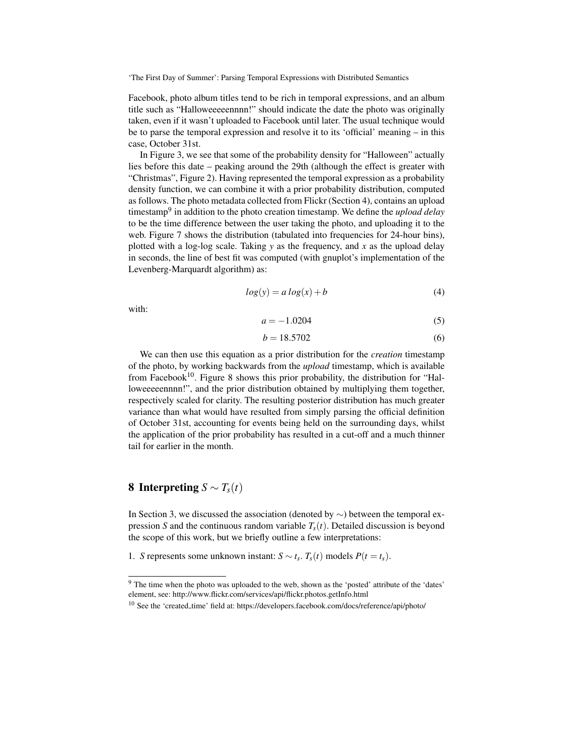Facebook, photo album titles tend to be rich in temporal expressions, and an album title such as "Halloweeeeennnn!" should indicate the date the photo was originally taken, even if it wasn't uploaded to Facebook until later. The usual technique would be to parse the temporal expression and resolve it to its 'official' meaning – in this case, October 31st.

In Figure 3, we see that some of the probability density for "Halloween" actually lies before this date – peaking around the 29th (although the effect is greater with "Christmas", Figure 2). Having represented the temporal expression as a probability density function, we can combine it with a prior probability distribution, computed as follows. The photo metadata collected from Flickr (Section 4), contains an upload timestamp[9] in addition to the photo creation timestamp. We define the *upload delay* to be the time difference between the user taking the photo, and uploading it to the web. Figure 7 shows the distribution (tabulated into frequencies for 24-hour bins), plotted with a log-log scale. Taking $y$ as the frequency, and $x$ as the upload delay in seconds, the line of best fit was computed (with gnuplot's implementation of the Levenberg-Marquardt algorithm) as:

$$log(y) = a\, log(x) + b \tag{4}$$

with:

$$a = -1.0204 \tag{5}$$

$$b = 18.5702 \tag{6}$$

We can then use this equation as a prior distribution for the *creation* timestamp of the photo, by working backwards from the *upload* timestamp, which is available from Facebook[10]. Figure 8 shows this prior probability, the distribution for "Halloweeeeennnn!", and the prior distribution obtained by multiplying them together, respectively scaled for clarity. The resulting posterior distribution has much greater variance than what would have resulted from simply parsing the official definition of October 31st, accounting for events being held on the surrounding days, whilst the application of the prior probability has resulted in a cut-off and a much thinner tail for earlier in the month.

## 8 Interpreting $S \sim T_s(t)$

In Section 3, we discussed the association (denoted by $\sim$) between the temporal expression $S$ and the continuous random variable $T_s(t)$. Detailed discussion is beyond the scope of this work, but we briefly outline a few interpretations:

1. $S$ represents some unknown instant: $S \sim t_s$. $T_s(t)$ models $P(t = t_s)$.

---

[9] The time when the photo was uploaded to the web, shown as the 'posted' attribute of the 'dates' element, see: http://www.flickr.com/services/api/flickr.photos.getInfo.html

[10] See the 'created_time' field at: https://developers.facebook.com/docs/reference/api/photo/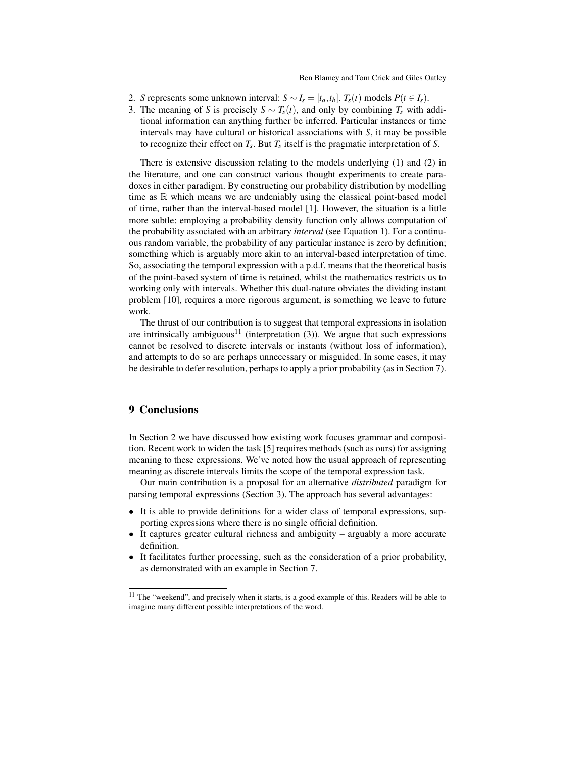2. $S$ represents some unknown interval: $S \sim I_s = [t_a, t_b]$. $T_s(t)$ models $P(t \in I_s)$.
3. The meaning of $S$ is precisely $S \sim T_s(t)$, and only by combining $T_s$ with additional information can anything further be inferred. Particular instances or time intervals may have cultural or historical associations with $S$, it may be possible to recognize their effect on $T_s$. But $T_s$ itself is the pragmatic interpretation of $S$.

There is extensive discussion relating to the models underlying (1) and (2) in the literature, and one can construct various thought experiments to create paradoxes in either paradigm. By constructing our probability distribution by modelling time as $\mathbb{R}$ which means we are undeniably using the classical point-based model of time, rather than the interval-based model [1]. However, the situation is a little more subtle: employing a probability density function only allows computation of the probability associated with an arbitrary *interval* (see Equation 1). For a continuous random variable, the probability of any particular instance is zero by definition; something which is arguably more akin to an interval-based interpretation of time. So, associating the temporal expression with a p.d.f. means that the theoretical basis of the point-based system of time is retained, whilst the mathematics restricts us to working only with intervals. Whether this dual-nature obviates the dividing instant problem [10], requires a more rigorous argument, is something we leave to future work.

The thrust of our contribution is to suggest that temporal expressions in isolation are intrinsically ambiguous[11] (interpretation (3)). We argue that such expressions cannot be resolved to discrete intervals or instants (without loss of information), and attempts to do so are perhaps unnecessary or misguided. In some cases, it may be desirable to defer resolution, perhaps to apply a prior probability (as in Section 7).

# 9 Conclusions

In Section 2 we have discussed how existing work focuses grammar and composition. Recent work to widen the task [5] requires methods (such as ours) for assigning meaning to these expressions. We've noted how the usual approach of representing meaning as discrete intervals limits the scope of the temporal expression task.

Our main contribution is a proposal for an alternative *distributed* paradigm for parsing temporal expressions (Section 3). The approach has several advantages:

- It is able to provide definitions for a wider class of temporal expressions, supporting expressions where there is no single official definition.
- It captures greater cultural richness and ambiguity – arguably a more accurate definition.
- It facilitates further processing, such as the consideration of a prior probability, as demonstrated with an example in Section 7.

[11] The "weekend", and precisely when it starts, is a good example of this. Readers will be able to imagine many different possible interpretations of the word.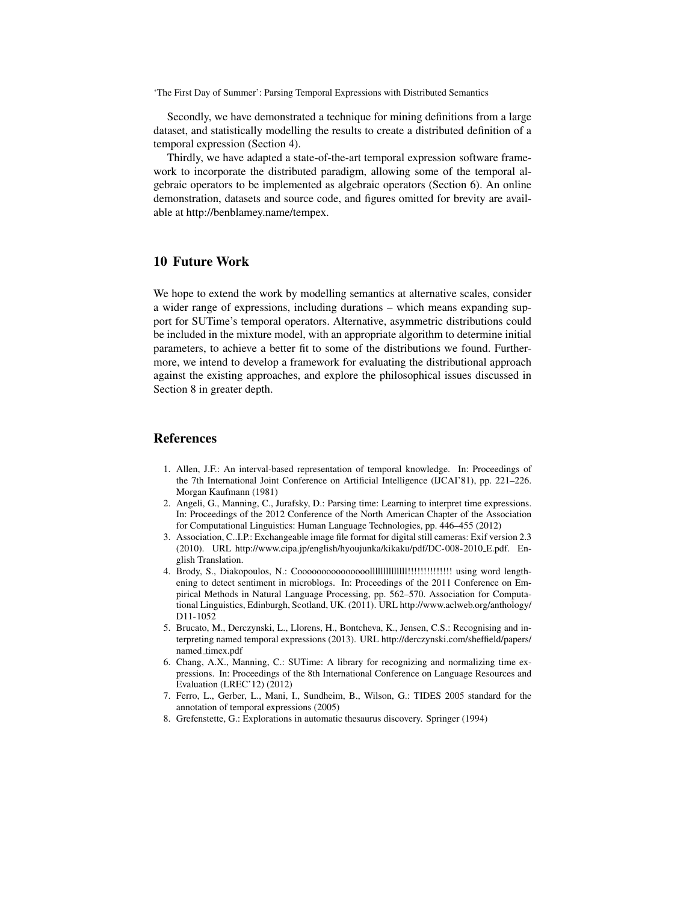Secondly, we have demonstrated a technique for mining definitions from a large dataset, and statistically modelling the results to create a distributed definition of a temporal expression (Section 4).

Thirdly, we have adapted a state-of-the-art temporal expression software framework to incorporate the distributed paradigm, allowing some of the temporal algebraic operators to be implemented as algebraic operators (Section 6). An online demonstration, datasets and source code, and figures omitted for brevity are available at http://benblamey.name/tempex.

## 10 Future Work

We hope to extend the work by modelling semantics at alternative scales, consider a wider range of expressions, including durations – which means expanding support for SUTime's temporal operators. Alternative, asymmetric distributions could be included in the mixture model, with an appropriate algorithm to determine initial parameters, to achieve a better fit to some of the distributions we found. Furthermore, we intend to develop a framework for evaluating the distributional approach against the existing approaches, and explore the philosophical issues discussed in Section 8 in greater depth.

## References

1. Allen, J.F.: An interval-based representation of temporal knowledge. In: Proceedings of the 7th International Joint Conference on Artificial Intelligence (IJCAI'81), pp. 221–226. Morgan Kaufmann (1981)
2. Angeli, G., Manning, C., Jurafsky, D.: Parsing time: Learning to interpret time expressions. In: Proceedings of the 2012 Conference of the North American Chapter of the Association for Computational Linguistics: Human Language Technologies, pp. 446–455 (2012)
3. Association, C..I.P.: Exchangeable image file format for digital still cameras: Exif version 2.3 (2010). URL http://www.cipa.jp/english/hyoujunka/kikaku/pdf/DC-008-2010_E.pdf. English Translation.
4. Brody, S., Diakopoulos, N.: Cooooooooooooooollllllllllllll!!!!!!!!!!!!!! using word lengthening to detect sentiment in microblogs. In: Proceedings of the 2011 Conference on Empirical Methods in Natural Language Processing, pp. 562–570. Association for Computational Linguistics, Edinburgh, Scotland, UK. (2011). URL http://www.aclweb.org/anthology/D11-1052
5. Brucato, M., Derczynski, L., Llorens, H., Bontcheva, K., Jensen, C.S.: Recognising and interpreting named temporal expressions (2013). URL http://derczynski.com/sheffield/papers/named_timex.pdf
6. Chang, A.X., Manning, C.: SUTime: A library for recognizing and normalizing time expressions. In: Proceedings of the 8th International Conference on Language Resources and Evaluation (LREC'12) (2012)
7. Ferro, L., Gerber, L., Mani, I., Sundheim, B., Wilson, G.: TIDES 2005 standard for the annotation of temporal expressions (2005)
8. Grefenstette, G.: Explorations in automatic thesaurus discovery. Springer (1994)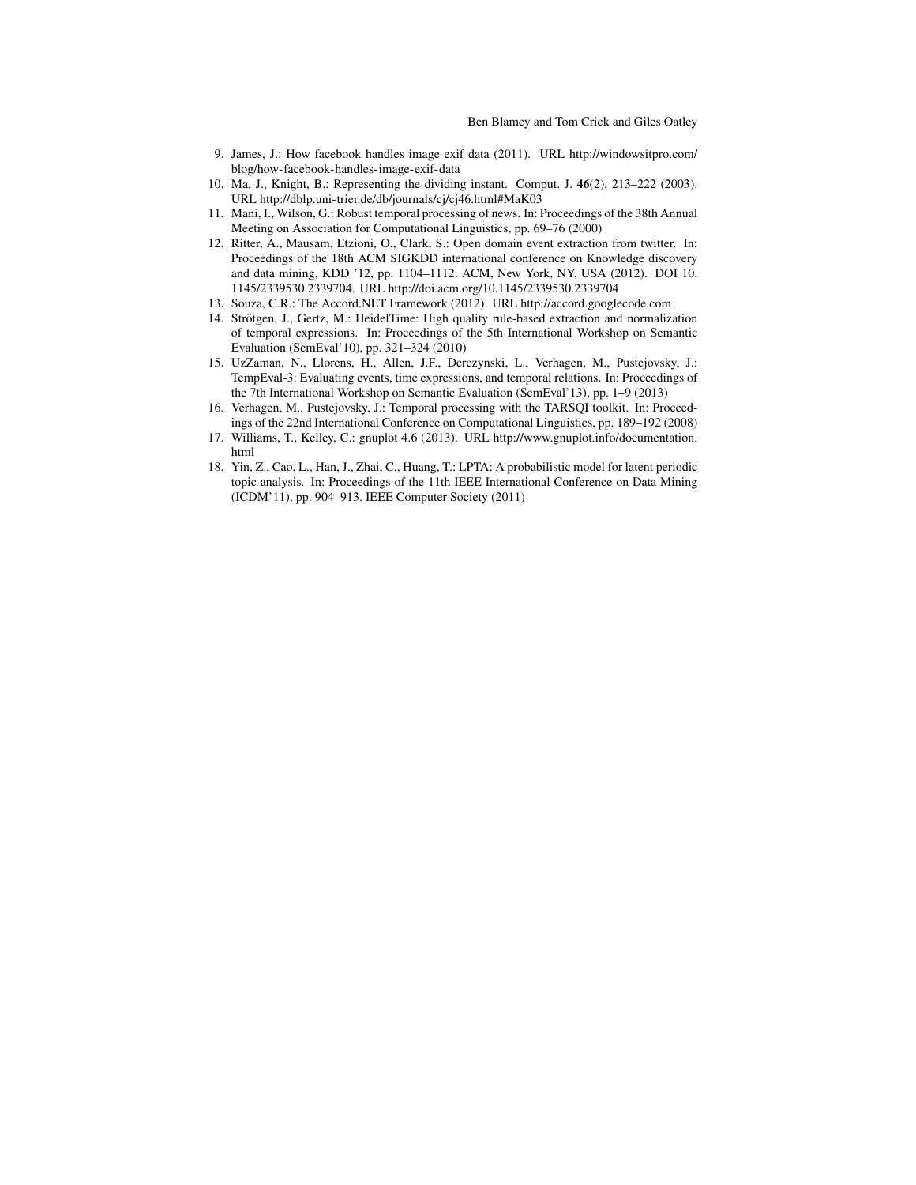9. James, J.: How facebook handles image exif data (2011). URL http://windowsitpro.com/blog/how-facebook-handles-image-exif-data
10. Ma, J., Knight, B.: Representing the dividing instant. Comput. J. **46**(2), 213–222 (2003). URL http://dblp.uni-trier.de/db/journals/cj/cj46.html#MaK03
11. Mani, I., Wilson, G.: Robust temporal processing of news. In: Proceedings of the 38th Annual Meeting on Association for Computational Linguistics, pp. 69–76 (2000)
12. Ritter, A., Mausam, Etzioni, O., Clark, S.: Open domain event extraction from twitter. In: Proceedings of the 18th ACM SIGKDD international conference on Knowledge discovery and data mining, KDD '12, pp. 1104–1112. ACM, New York, NY, USA (2012). DOI 10.1145/2339530.2339704. URL http://doi.acm.org/10.1145/2339530.2339704
13. Souza, C.R.: The Accord.NET Framework (2012). URL http://accord.googlecode.com
14. Strötgen, J., Gertz, M.: HeidelTime: High quality rule-based extraction and normalization of temporal expressions. In: Proceedings of the 5th International Workshop on Semantic Evaluation (SemEval'10), pp. 321–324 (2010)
15. UzZaman, N., Llorens, H., Allen, J.F., Derczynski, L., Verhagen, M., Pustejovsky, J.: TempEval-3: Evaluating events, time expressions, and temporal relations. In: Proceedings of the 7th International Workshop on Semantic Evaluation (SemEval'13), pp. 1–9 (2013)
16. Verhagen, M., Pustejovsky, J.: Temporal processing with the TARSQI toolkit. In: Proceedings of the 22nd International Conference on Computational Linguistics, pp. 189–192 (2008)
17. Williams, T., Kelley, C.: gnuplot 4.6 (2013). URL http://www.gnuplot.info/documentation.html
18. Yin, Z., Cao, L., Han, J., Zhai, C., Huang, T.: LPTA: A probabilistic model for latent periodic topic analysis. In: Proceedings of the 11th IEEE International Conference on Data Mining (ICDM'11), pp. 904–913. IEEE Computer Society (2011)